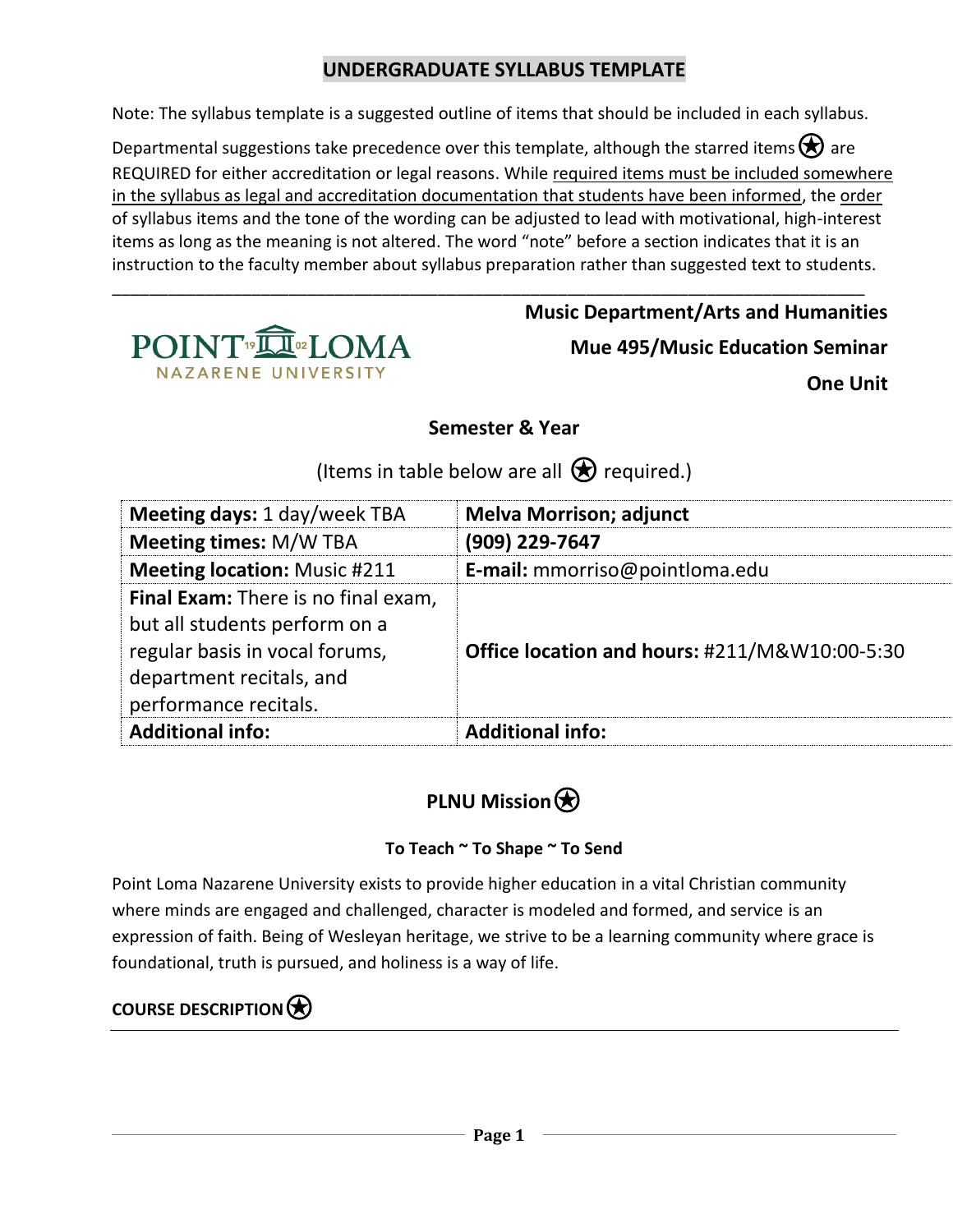# UNDERGRADUATE SYLLABUS TEMPLATE

Note: The syllabus template is a suggested outline of items that should be included in each syllabus.

Departmental suggestions take precedence over this template, although the starred items ✪ are REQUIRED for either accreditation or legal reasons. While required items must be included somewhere in the syllabus as legal and accreditation documentation that students have been informed, the order of syllabus items and the tone of the wording can be adjusted to lead with motivational, high-interest items as long as the meaning is not altered. The word "note" before a section indicates that it is an instruction to the faculty member about syllabus preparation rather than suggested text to students.

---

POINT LOMA NAZARENE UNIVERSITY

**Music Department/Arts and Humanities**

**Mue 495/Music Education Seminar**

**One Unit**

**Semester & Year**

(Items in table below are all ✪ required.)

| | |
|---|---|
| **Meeting days:** 1 day/week TBA | **Melva Morrison; adjunct** |
| **Meeting times:** M/W TBA | **(909) 229-7647** |
| **Meeting location:** Music #211 | **E-mail:** mmorriso@pointloma.edu |
| **Final Exam:** There is no final exam, but all students perform on a regular basis in vocal forums, department recitals, and performance recitals. | **Office location and hours:** #211/M&W10:00-5:30 |
| **Additional info:** | **Additional info:** |

## PLNU Mission ✪

### To Teach ~ To Shape ~ To Send

Point Loma Nazarene University exists to provide higher education in a vital Christian community where minds are engaged and challenged, character is modeled and formed, and service is an expression of faith. Being of Wesleyan heritage, we strive to be a learning community where grace is foundational, truth is pursued, and holiness is a way of life.

## COURSE DESCRIPTION ✪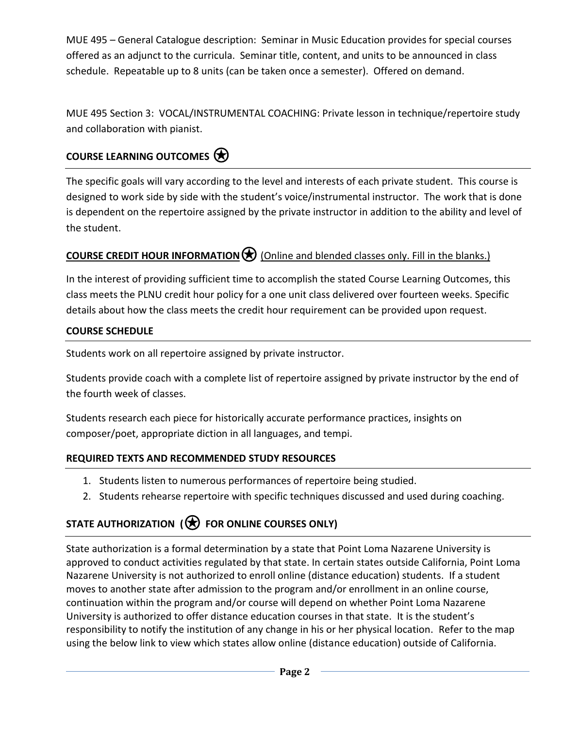MUE 495 – General Catalogue description: Seminar in Music Education provides for special courses offered as an adjunct to the curricula. Seminar title, content, and units to be announced in class schedule. Repeatable up to 8 units (can be taken once a semester). Offered on demand.

MUE 495 Section 3: VOCAL/INSTRUMENTAL COACHING: Private lesson in technique/repertoire study and collaboration with pianist.

## COURSE LEARNING OUTCOMES ⍟

The specific goals will vary according to the level and interests of each private student. This course is designed to work side by side with the student's voice/instrumental instructor. The work that is done is dependent on the repertoire assigned by the private instructor in addition to the ability and level of the student.

## <u>COURSE CREDIT HOUR INFORMATION</u> ⍟ <u>(Online and blended classes only. Fill in the blanks.)</u>

In the interest of providing sufficient time to accomplish the stated Course Learning Outcomes, this class meets the PLNU credit hour policy for a one unit class delivered over fourteen weeks. Specific details about how the class meets the credit hour requirement can be provided upon request.

## COURSE SCHEDULE

Students work on all repertoire assigned by private instructor.

Students provide coach with a complete list of repertoire assigned by private instructor by the end of the fourth week of classes.

Students research each piece for historically accurate performance practices, insights on composer/poet, appropriate diction in all languages, and tempi.

## REQUIRED TEXTS AND RECOMMENDED STUDY RESOURCES

1. Students listen to numerous performances of repertoire being studied.
2. Students rehearse repertoire with specific techniques discussed and used during coaching.

## STATE AUTHORIZATION (⍟ FOR ONLINE COURSES ONLY)

State authorization is a formal determination by a state that Point Loma Nazarene University is approved to conduct activities regulated by that state. In certain states outside California, Point Loma Nazarene University is not authorized to enroll online (distance education) students. If a student moves to another state after admission to the program and/or enrollment in an online course, continuation within the program and/or course will depend on whether Point Loma Nazarene University is authorized to offer distance education courses in that state. It is the student's responsibility to notify the institution of any change in his or her physical location. Refer to the map using the below link to view which states allow online (distance education) outside of California.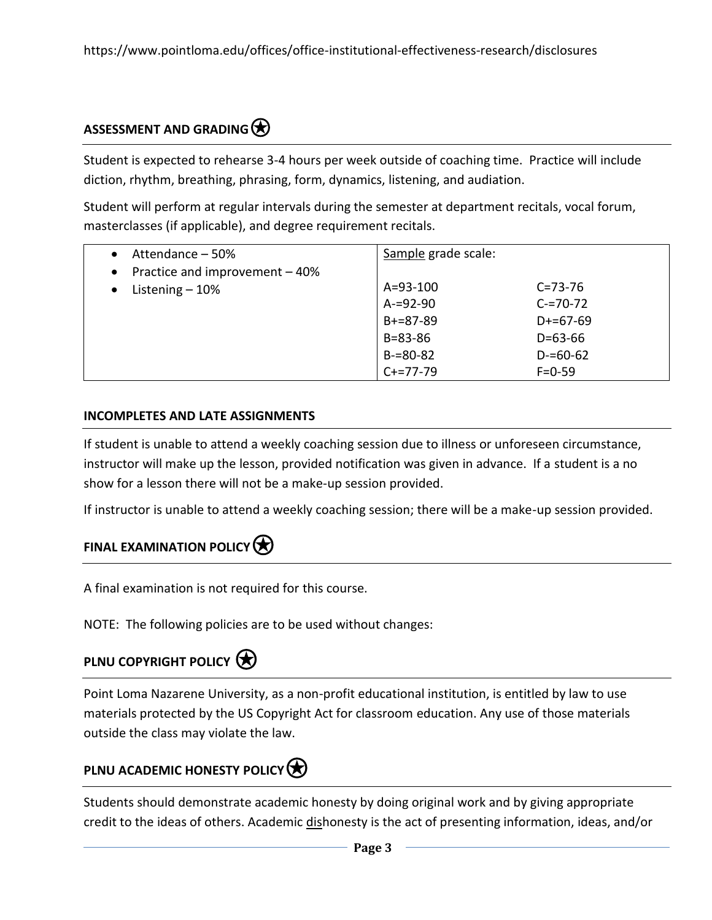https://www.pointloma.edu/offices/office-institutional-effectiveness-research/disclosures

## ASSESSMENT AND GRADING

Student is expected to rehearse 3-4 hours per week outside of coaching time. Practice will include diction, rhythm, breathing, phrasing, form, dynamics, listening, and audiation.

Student will perform at regular intervals during the semester at department recitals, vocal forum, masterclasses (if applicable), and degree requirement recitals.

| | Sample grade scale: | |
|---|---|---|
| • Attendance – 50%<br>• Practice and improvement – 40%<br>• Listening – 10% | A=93-100<br>A-=92-90<br>B+=87-89<br>B=83-86<br>B-=80-82<br>C+=77-79 | C=73-76<br>C-=70-72<br>D+=67-69<br>D=63-66<br>D-=60-62<br>F=0-59 |

## INCOMPLETES AND LATE ASSIGNMENTS

If student is unable to attend a weekly coaching session due to illness or unforeseen circumstance, instructor will make up the lesson, provided notification was given in advance. If a student is a no show for a lesson there will not be a make-up session provided.

If instructor is unable to attend a weekly coaching session; there will be a make-up session provided.

## FINAL EXAMINATION POLICY

A final examination is not required for this course.

NOTE: The following policies are to be used without changes:

## PLNU COPYRIGHT POLICY

Point Loma Nazarene University, as a non-profit educational institution, is entitled by law to use materials protected by the US Copyright Act for classroom education. Any use of those materials outside the class may violate the law.

## PLNU ACADEMIC HONESTY POLICY

Students should demonstrate academic honesty by doing original work and by giving appropriate credit to the ideas of others. Academic dishonesty is the act of presenting information, ideas, and/or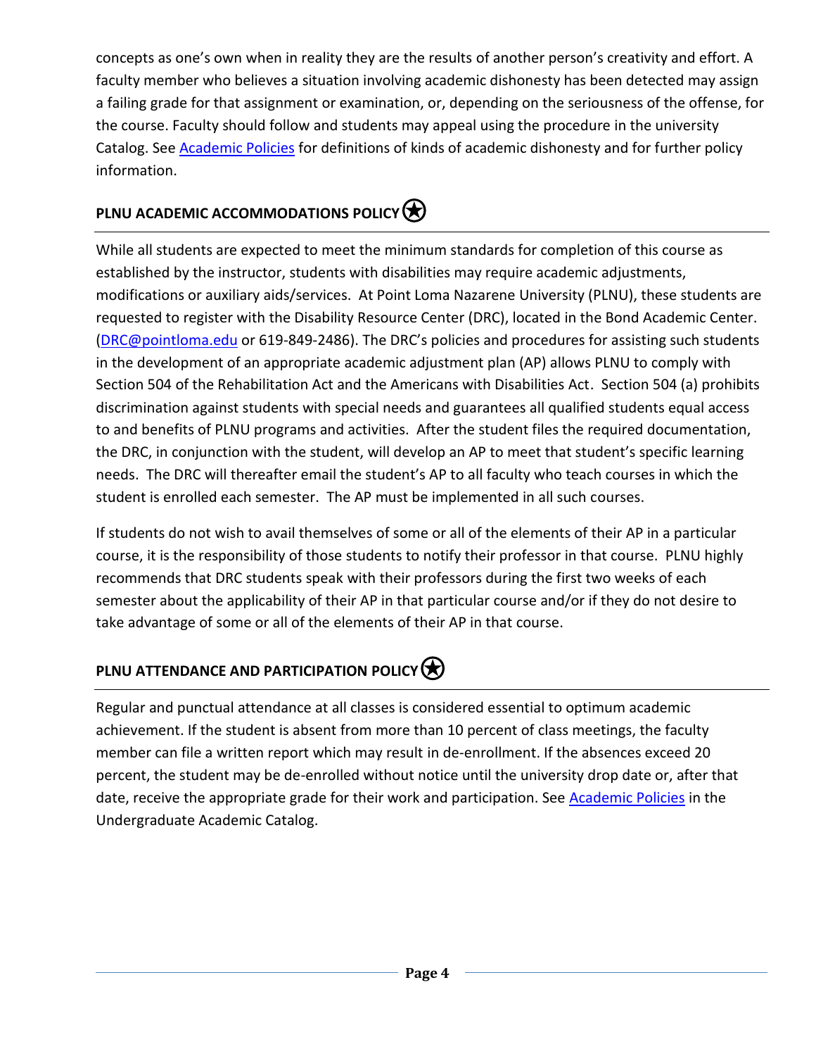concepts as one's own when in reality they are the results of another person's creativity and effort. A faculty member who believes a situation involving academic dishonesty has been detected may assign a failing grade for that assignment or examination, or, depending on the seriousness of the offense, for the course. Faculty should follow and students may appeal using the procedure in the university Catalog. See [Academic Policies](#) for definitions of kinds of academic dishonesty and for further policy information.

## PLNU ACADEMIC ACCOMMODATIONS POLICY

While all students are expected to meet the minimum standards for completion of this course as established by the instructor, students with disabilities may require academic adjustments, modifications or auxiliary aids/services. At Point Loma Nazarene University (PLNU), these students are requested to register with the Disability Resource Center (DRC), located in the Bond Academic Center. ([DRC@pointloma.edu](mailto:DRC@pointloma.edu) or 619-849-2486). The DRC's policies and procedures for assisting such students in the development of an appropriate academic adjustment plan (AP) allows PLNU to comply with Section 504 of the Rehabilitation Act and the Americans with Disabilities Act. Section 504 (a) prohibits discrimination against students with special needs and guarantees all qualified students equal access to and benefits of PLNU programs and activities. After the student files the required documentation, the DRC, in conjunction with the student, will develop an AP to meet that student's specific learning needs. The DRC will thereafter email the student's AP to all faculty who teach courses in which the student is enrolled each semester. The AP must be implemented in all such courses.

If students do not wish to avail themselves of some or all of the elements of their AP in a particular course, it is the responsibility of those students to notify their professor in that course. PLNU highly recommends that DRC students speak with their professors during the first two weeks of each semester about the applicability of their AP in that particular course and/or if they do not desire to take advantage of some or all of the elements of their AP in that course.

## PLNU ATTENDANCE AND PARTICIPATION POLICY

Regular and punctual attendance at all classes is considered essential to optimum academic achievement. If the student is absent from more than 10 percent of class meetings, the faculty member can file a written report which may result in de-enrollment. If the absences exceed 20 percent, the student may be de-enrolled without notice until the university drop date or, after that date, receive the appropriate grade for their work and participation. See [Academic Policies](#) in the Undergraduate Academic Catalog.